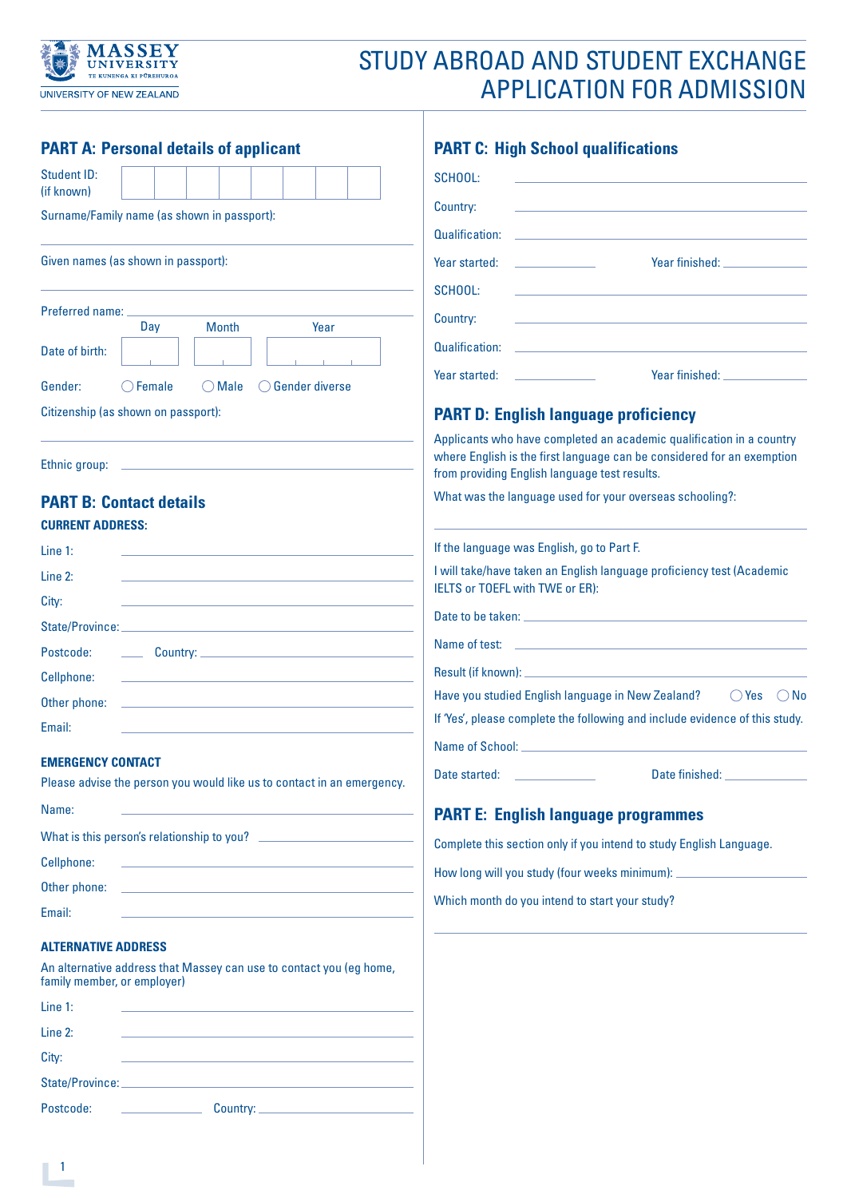MASSEY UNIVERSITY
TE KUNENGA KI PŪREHUROA
UNIVERSITY OF NEW ZEALAND

# STUDY ABROAD AND STUDENT EXCHANGE APPLICATION FOR ADMISSION

## PART A: Personal details of applicant

Student ID: (if known)

Surname/Family name (as shown in passport):

Given names (as shown in passport):

Preferred name:

Date of birth: Day Month Year

Gender: ◯ Female ◯ Male ◯ Gender diverse

Citizenship (as shown on passport):

Ethnic group:

## PART B: Contact details

### CURRENT ADDRESS:

Line 1:

Line 2:

City:

State/Province:

Postcode: Country:

Cellphone:

Other phone:

Email:

### EMERGENCY CONTACT

Please advise the person you would like us to contact in an emergency.

Name:

What is this person's relationship to you?

Cellphone:

Other phone:

Email:

### ALTERNATIVE ADDRESS

An alternative address that Massey can use to contact you (eg home, family member, or employer)

Line 1:

Line 2:

City:

State/Province:

Postcode: Country:

## PART C: High School qualifications

SCHOOL:

Country:

Qualification:

Year started: Year finished:

SCHOOL:

Country:

Qualification:

Year started: Year finished:

## PART D: English language proficiency

Applicants who have completed an academic qualification in a country where English is the first language can be considered for an exemption from providing English language test results.

What was the language used for your overseas schooling?:

If the language was English, go to Part F.

I will take/have taken an English language proficiency test (Academic IELTS or TOEFL with TWE or ER):

Date to be taken:

Name of test:

Result (if known):

Have you studied English language in New Zealand? ◯ Yes ◯ No

If 'Yes', please complete the following and include evidence of this study.

Name of School:

Date started: Date finished:

## PART E: English language programmes

Complete this section only if you intend to study English Language.

How long will you study (four weeks minimum):

Which month do you intend to start your study?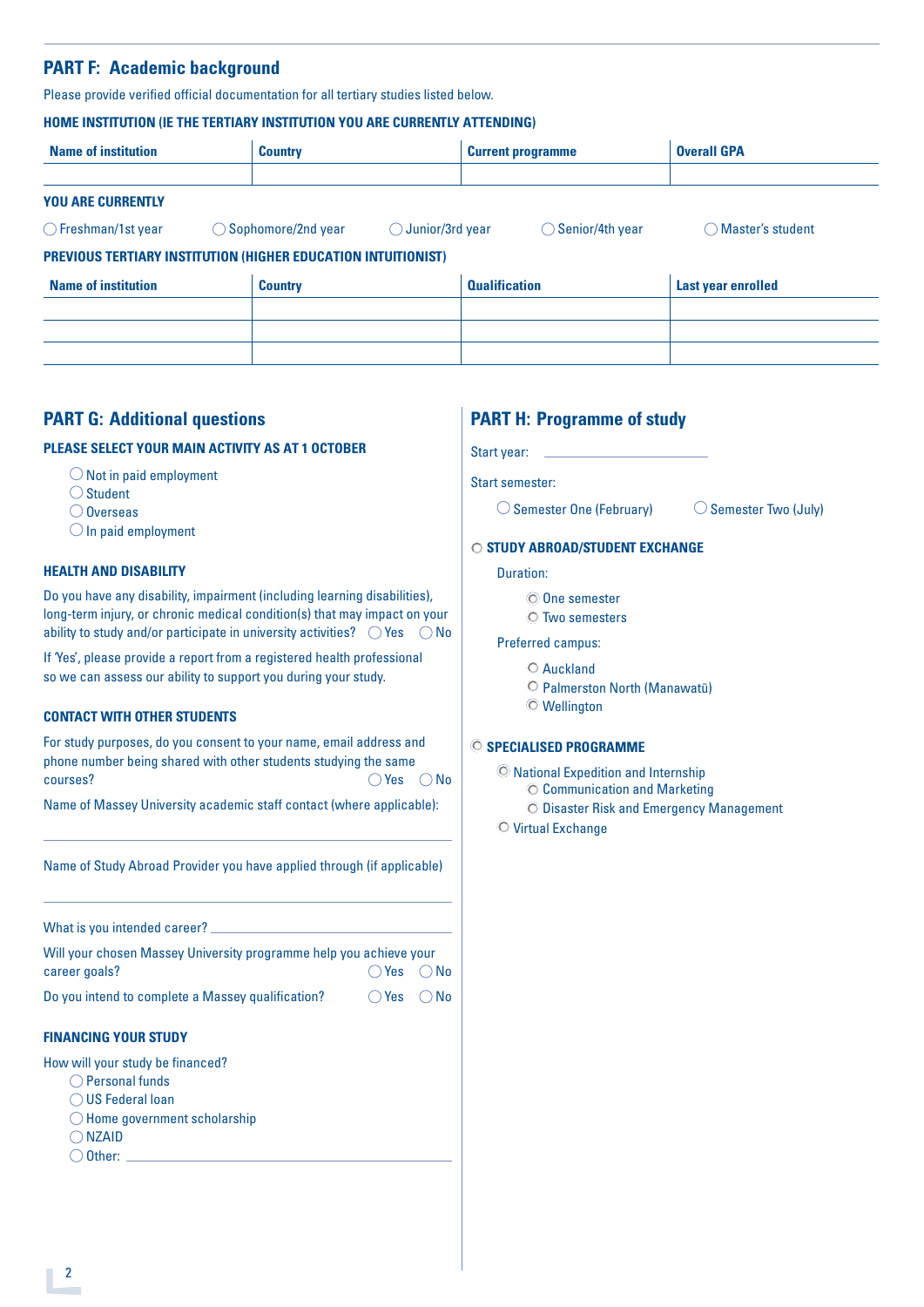## PART F: Academic background

Please provide verified official documentation for all tertiary studies listed below.

### HOME INSTITUTION (IE THE TERTIARY INSTITUTION YOU ARE CURRENTLY ATTENDING)

| Name of institution | Country | Current programme | Overall GPA |
|---|---|---|---|
| | | | |

### YOU ARE CURRENTLY

◯ Freshman/1st year ◯ Sophomore/2nd year ◯ Junior/3rd year ◯ Senior/4th year ◯ Master's student

### PREVIOUS TERTIARY INSTITUTION (HIGHER EDUCATION INTUITIONIST)

| Name of institution | Country | Qualification | Last year enrolled |
|---|---|---|---|
| | | | |
| | | | |
| | | | |

## PART G: Additional questions

### PLEASE SELECT YOUR MAIN ACTIVITY AS AT 1 OCTOBER

- ◯ Not in paid employment
- ◯ Student
- ◯ Overseas
- ◯ In paid employment

### HEALTH AND DISABILITY

Do you have any disability, impairment (including learning disabilities), long-term injury, or chronic medical condition(s) that may impact on your ability to study and/or participate in university activities? ◯ Yes ◯ No

If 'Yes', please provide a report from a registered health professional so we can assess our ability to support you during your study.

### CONTACT WITH OTHER STUDENTS

For study purposes, do you consent to your name, email address and phone number being shared with other students studying the same courses? ◯ Yes ◯ No

Name of Massey University academic staff contact (where applicable):

\_\_\_\_\_\_\_\_\_\_\_\_\_\_\_\_\_\_\_\_\_\_\_\_\_\_\_\_\_\_\_\_\_\_\_\_\_\_\_\_

Name of Study Abroad Provider you have applied through (if applicable)

\_\_\_\_\_\_\_\_\_\_\_\_\_\_\_\_\_\_\_\_\_\_\_\_\_\_\_\_\_\_\_\_\_\_\_\_\_\_\_\_

What is you intended career? \_\_\_\_\_\_\_\_\_\_\_\_\_\_\_\_\_\_\_\_

Will your chosen Massey University programme help you achieve your career goals? ◯ Yes ◯ No

Do you intend to complete a Massey qualification? ◯ Yes ◯ No

### FINANCING YOUR STUDY

How will your study be financed?

- ◯ Personal funds
- ◯ US Federal loan
- ◯ Home government scholarship
- ◯ NZAID
- ◯ Other: \_\_\_\_\_\_\_\_\_\_\_\_\_\_\_\_\_\_\_\_

## PART H: Programme of study

Start year: \_\_\_\_\_\_\_\_\_\_\_\_\_\_\_\_\_\_\_\_

Start semester:

◯ Semester One (February) ◯ Semester Two (July)

### ◯ STUDY ABROAD/STUDENT EXCHANGE

Duration:

- ◯ One semester
- ◯ Two semesters

Preferred campus:

- ◯ Auckland
- ◯ Palmerston North (Manawatū)
- ◯ Wellington

### ◯ SPECIALISED PROGRAMME

- ◯ National Expedition and Internship
  - ◯ Communication and Marketing
  - ◯ Disaster Risk and Emergency Management
- ◯ Virtual Exchange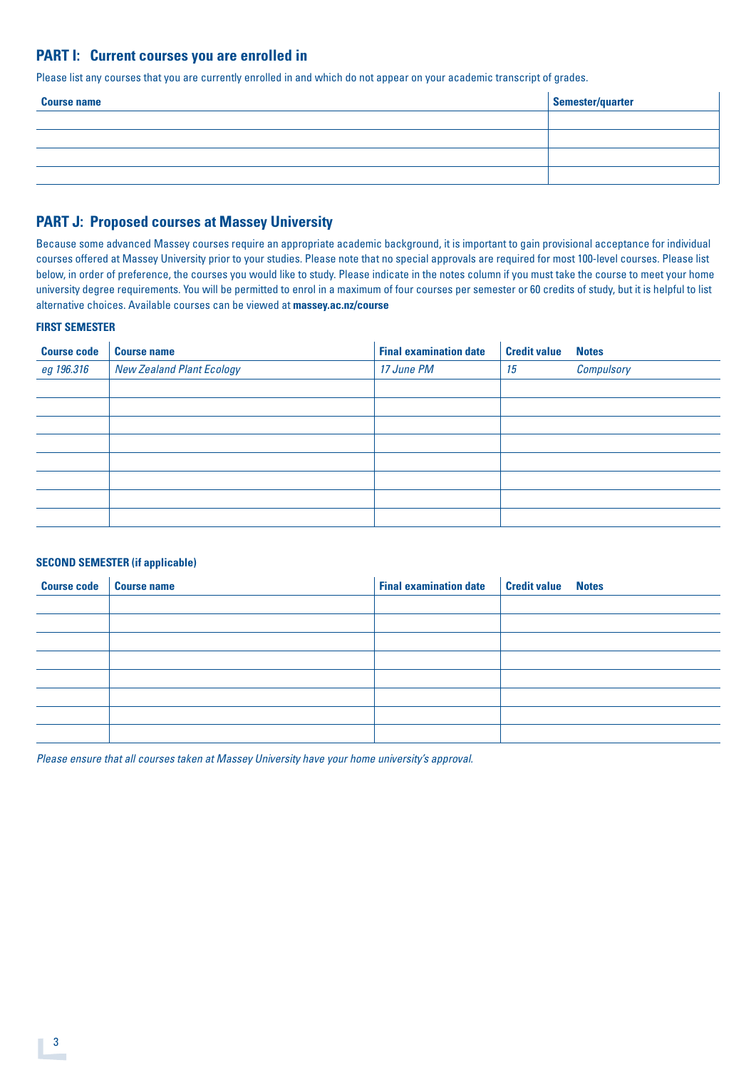## PART I: Current courses you are enrolled in

Please list any courses that you are currently enrolled in and which do not appear on your academic transcript of grades.

| Course name | Semester/quarter |
|---|---|
| | |
| | |
| | |
| | |

## PART J: Proposed courses at Massey University

Because some advanced Massey courses require an appropriate academic background, it is important to gain provisional acceptance for individual courses offered at Massey University prior to your studies. Please note that no special approvals are required for most 100-level courses. Please list below, in order of preference, the courses you would like to study. Please indicate in the notes column if you must take the course to meet your home university degree requirements. You will be permitted to enrol in a maximum of four courses per semester or 60 credits of study, but it is helpful to list alternative choices. Available courses can be viewed at **massey.ac.nz/course**

### FIRST SEMESTER

| Course code | Course name | Final examination date | Credit value | Notes |
|---|---|---|---|---|
| *eg 196.316* | *New Zealand Plant Ecology* | *17 June PM* | *15* | *Compulsory* |
| | | | | |
| | | | | |
| | | | | |
| | | | | |
| | | | | |
| | | | | |
| | | | | |
| | | | | |

### SECOND SEMESTER (if applicable)

| Course code | Course name | Final examination date | Credit value | Notes |
|---|---|---|---|---|
| | | | | |
| | | | | |
| | | | | |
| | | | | |
| | | | | |
| | | | | |
| | | | | |
| | | | | |

*Please ensure that all courses taken at Massey University have your home university's approval.*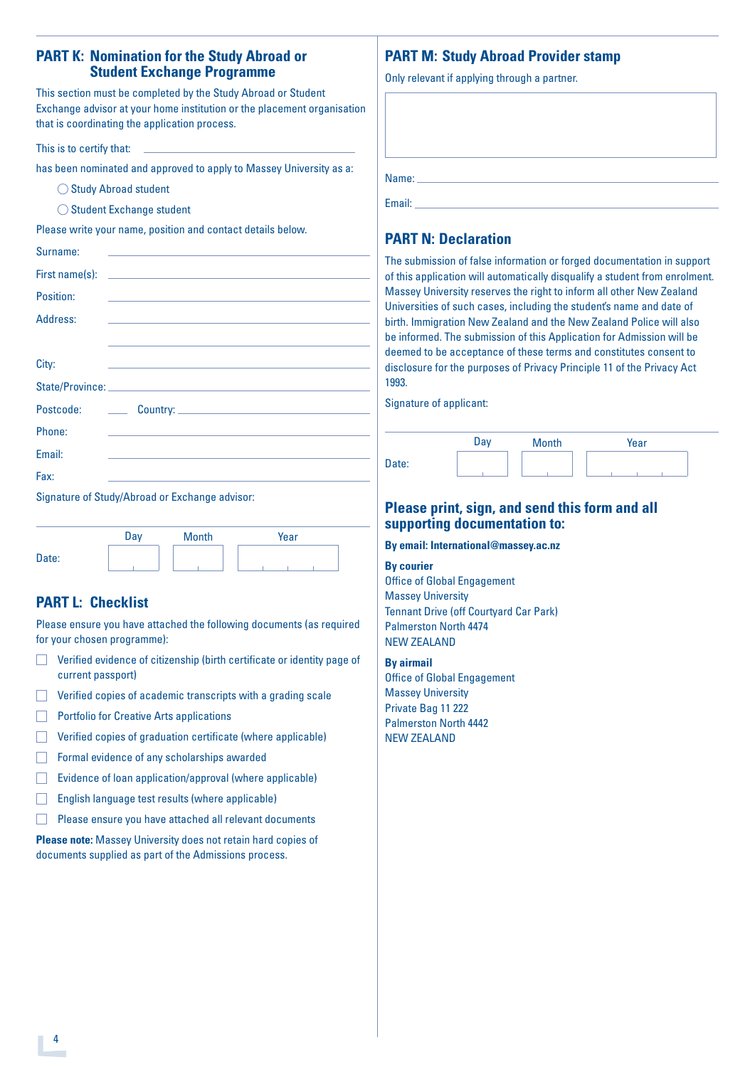## PART K: Nomination for the Study Abroad or Student Exchange Programme

This section must be completed by the Study Abroad or Student Exchange advisor at your home institution or the placement organisation that is coordinating the application process.

This is to certify that: ______________________________

has been nominated and approved to apply to Massey University as a:

◯ Study Abroad student

◯ Student Exchange student

Please write your name, position and contact details below.

Surname: ______________________________

First name(s): ______________________________

Position: ______________________________

Address: ______________________________

______________________________

City: ______________________________

State/Province: ______________________________

Postcode: ____ Country: ______________________________

Phone: ______________________________

Email: ______________________________

Fax: ______________________________

Signature of Study/Abroad or Exchange advisor:

______________________________

| | Day | Month | Year |
|---|---|---|---|
| Date: | | | |

## PART L: Checklist

Please ensure you have attached the following documents (as required for your chosen programme):

- ☐ Verified evidence of citizenship (birth certificate or identity page of current passport)
- ☐ Verified copies of academic transcripts with a grading scale
- ☐ Portfolio for Creative Arts applications
- ☐ Verified copies of graduation certificate (where applicable)
- ☐ Formal evidence of any scholarships awarded
- ☐ Evidence of loan application/approval (where applicable)
- ☐ English language test results (where applicable)
- ☐ Please ensure you have attached all relevant documents

**Please note:** Massey University does not retain hard copies of documents supplied as part of the Admissions process.

## PART M: Study Abroad Provider stamp

Only relevant if applying through a partner.

Name: ______________________________

Email: ______________________________

## PART N: Declaration

The submission of false information or forged documentation in support of this application will automatically disqualify a student from enrolment. Massey University reserves the right to inform all other New Zealand Universities of such cases, including the student's name and date of birth. Immigration New Zealand and the New Zealand Police will also be informed. The submission of this Application for Admission will be deemed to be acceptance of these terms and constitutes consent to disclosure for the purposes of Privacy Principle 11 of the Privacy Act 1993.

Signature of applicant:

______________________________

| | Day | Month | Year |
|---|---|---|---|
| Date: | | | |

## Please print, sign, and send this form and all supporting documentation to:

**By email: International@massey.ac.nz**

**By courier**
Office of Global Engagement
Massey University
Tennant Drive (off Courtyard Car Park)
Palmerston North 4474
NEW ZEALAND

**By airmail**
Office of Global Engagement
Massey University
Private Bag 11 222
Palmerston North 4442
NEW ZEALAND